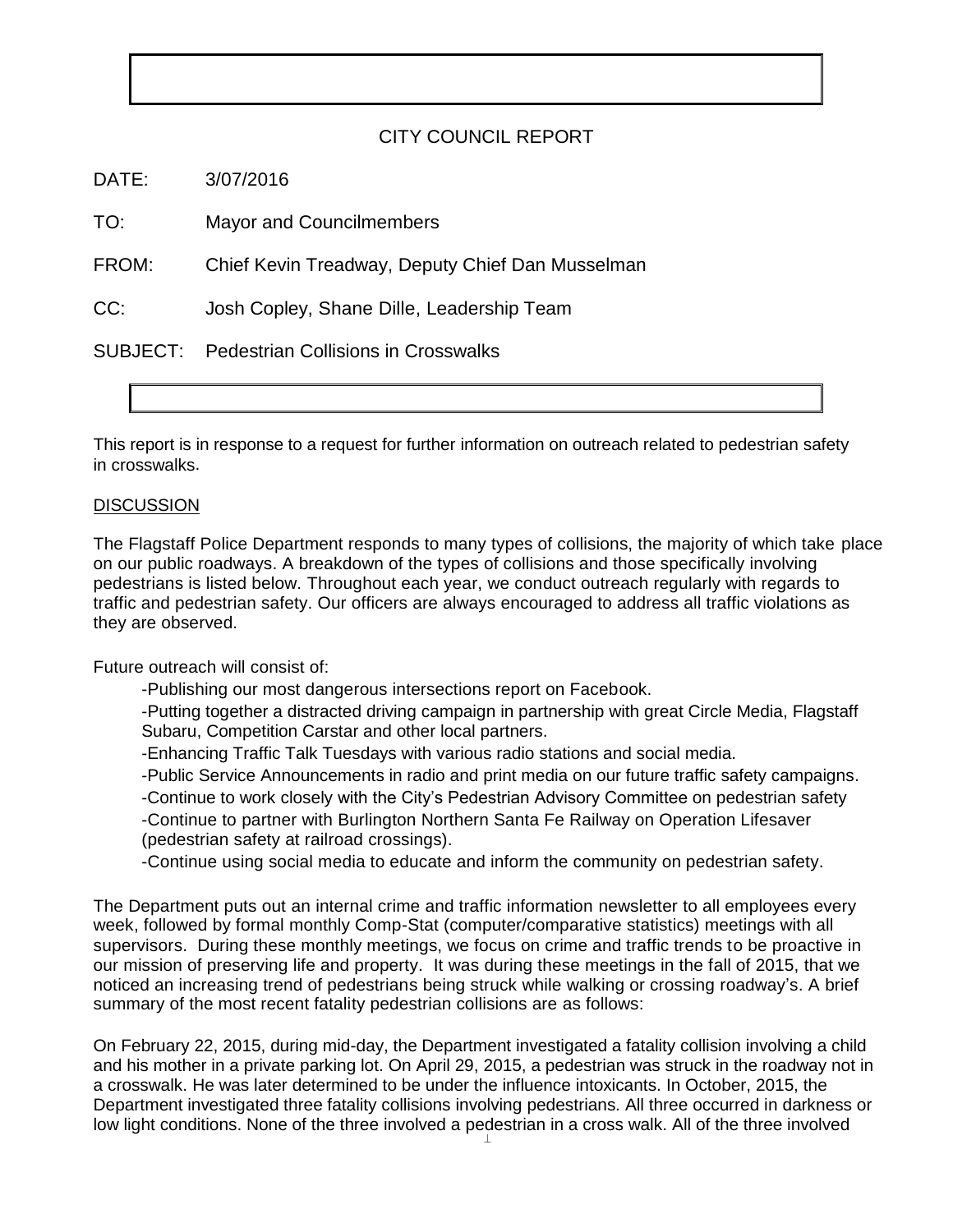# CITY COUNCIL REPORT

DATE: 3/07/2016

TO: Mayor and Councilmembers

FROM: Chief Kevin Treadway, Deputy Chief Dan Musselman

CC: Josh Copley, Shane Dille, Leadership Team

SUBJECT: Pedestrian Collisions in Crosswalks

This report is in response to a request for further information on outreach related to pedestrian safety in crosswalks.

## DISCUSSION

The Flagstaff Police Department responds to many types of collisions, the majority of which take place on our public roadways. A breakdown of the types of collisions and those specifically involving pedestrians is listed below. Throughout each year, we conduct outreach regularly with regards to traffic and pedestrian safety. Our officers are always encouraged to address all traffic violations as they are observed.

Future outreach will consist of:

- Publishing our most dangerous intersections report on Facebook.
- Putting together a distracted driving campaign in partnership with great Circle Media, Flagstaff Subaru, Competition Carstar and other local partners.
- Enhancing Traffic Talk Tuesdays with various radio stations and social media.
- Public Service Announcements in radio and print media on our future traffic safety campaigns.
- Continue to work closely with the City's Pedestrian Advisory Committee on pedestrian safety
- Continue to partner with Burlington Northern Santa Fe Railway on Operation Lifesaver (pedestrian safety at railroad crossings).
- Continue using social media to educate and inform the community on pedestrian safety.

The Department puts out an internal crime and traffic information newsletter to all employees every week, followed by formal monthly Comp-Stat (computer/comparative statistics) meetings with all supervisors. During these monthly meetings, we focus on crime and traffic trends to be proactive in our mission of preserving life and property. It was during these meetings in the fall of 2015, that we noticed an increasing trend of pedestrians being struck while walking or crossing roadway's. A brief summary of the most recent fatality pedestrian collisions are as follows:

On February 22, 2015, during mid-day, the Department investigated a fatality collision involving a child and his mother in a private parking lot. On April 29, 2015, a pedestrian was struck in the roadway not in a crosswalk. He was later determined to be under the influence intoxicants. In October, 2015, the Department investigated three fatality collisions involving pedestrians. All three occurred in darkness or low light conditions. None of the three involved a pedestrian in a cross walk. All of the three involved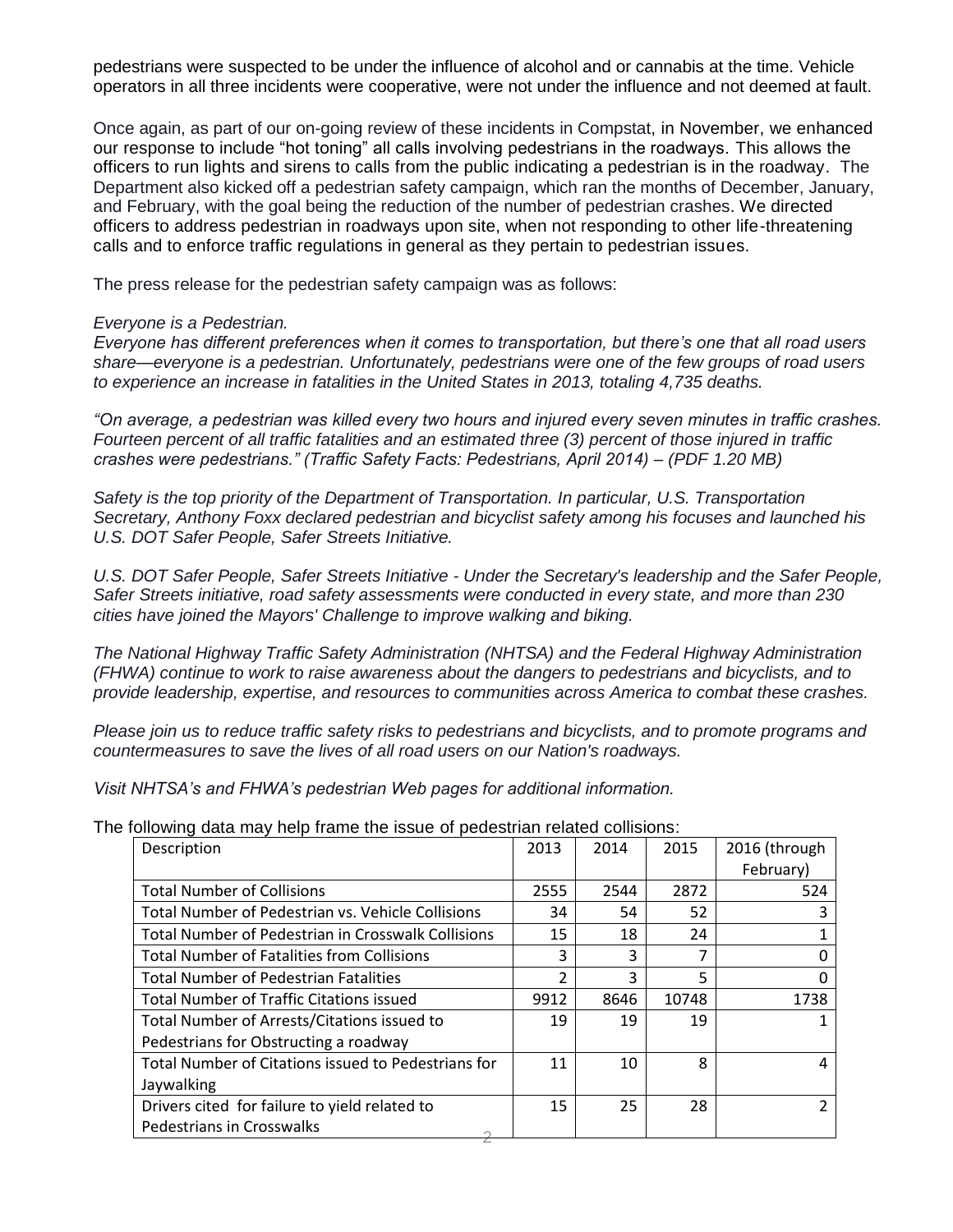pedestrians were suspected to be under the influence of alcohol and or cannabis at the time. Vehicle operators in all three incidents were cooperative, were not under the influence and not deemed at fault.

Once again, as part of our on-going review of these incidents in Compstat, in November, we enhanced our response to include "hot toning" all calls involving pedestrians in the roadways. This allows the officers to run lights and sirens to calls from the public indicating a pedestrian is in the roadway. The Department also kicked off a pedestrian safety campaign, which ran the months of December, January, and February, with the goal being the reduction of the number of pedestrian crashes. We directed officers to address pedestrian in roadways upon site, when not responding to other life-threatening calls and to enforce traffic regulations in general as they pertain to pedestrian issues.

The press release for the pedestrian safety campaign was as follows:

*Everyone is a Pedestrian.*
*Everyone has different preferences when it comes to transportation, but there's one that all road users share—everyone is a pedestrian. Unfortunately, pedestrians were one of the few groups of road users to experience an increase in fatalities in the United States in 2013, totaling 4,735 deaths.*

*"On average, a pedestrian was killed every two hours and injured every seven minutes in traffic crashes. Fourteen percent of all traffic fatalities and an estimated three (3) percent of those injured in traffic crashes were pedestrians." (Traffic Safety Facts: Pedestrians, April 2014) – (PDF 1.20 MB)*

*Safety is the top priority of the Department of Transportation. In particular, U.S. Transportation Secretary, Anthony Foxx declared pedestrian and bicyclist safety among his focuses and launched his U.S. DOT Safer People, Safer Streets Initiative.*

*U.S. DOT Safer People, Safer Streets Initiative - Under the Secretary's leadership and the Safer People, Safer Streets initiative, road safety assessments were conducted in every state, and more than 230 cities have joined the Mayors' Challenge to improve walking and biking.*

*The National Highway Traffic Safety Administration (NHTSA) and the Federal Highway Administration (FHWA) continue to work to raise awareness about the dangers to pedestrians and bicyclists, and to provide leadership, expertise, and resources to communities across America to combat these crashes.*

*Please join us to reduce traffic safety risks to pedestrians and bicyclists, and to promote programs and countermeasures to save the lives of all road users on our Nation's roadways.*

*Visit NHTSA's and FHWA's pedestrian Web pages for additional information.*

The following data may help frame the issue of pedestrian related collisions:

| Description | 2013 | 2014 | 2015 | 2016 (through February) |
|---|---|---|---|---|
| Total Number of Collisions | 2555 | 2544 | 2872 | 524 |
| Total Number of Pedestrian vs. Vehicle Collisions | 34 | 54 | 52 | 3 |
| Total Number of Pedestrian in Crosswalk Collisions | 15 | 18 | 24 | 1 |
| Total Number of Fatalities from Collisions | 3 | 3 | 7 | 0 |
| Total Number of Pedestrian Fatalities | 2 | 3 | 5 | 0 |
| Total Number of Traffic Citations issued | 9912 | 8646 | 10748 | 1738 |
| Total Number of Arrests/Citations issued to Pedestrians for Obstructing a roadway | 19 | 19 | 19 | 1 |
| Total Number of Citations issued to Pedestrians for Jaywalking | 11 | 10 | 8 | 4 |
| Drivers cited for failure to yield related to Pedestrians in Crosswalks | 15 | 25 | 28 | 2 |